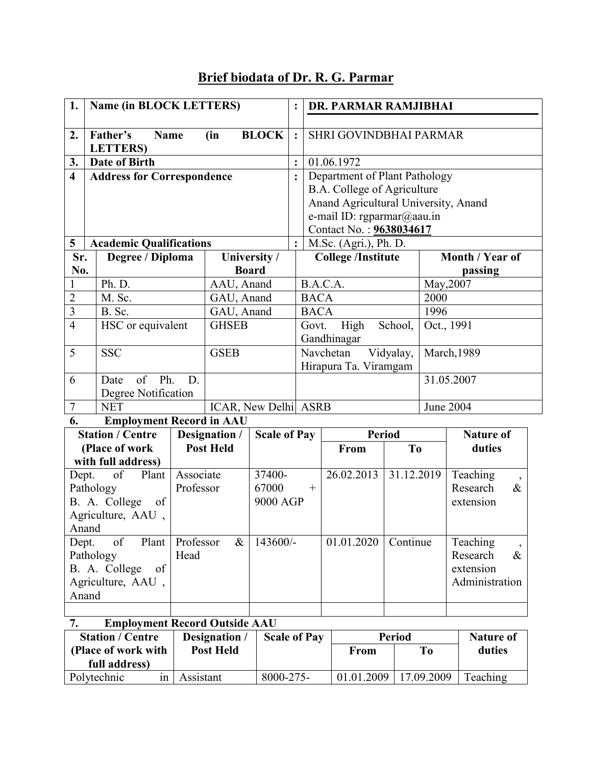# Brief biodata of Dr. R. G. Parmar

| 1. | Name (in BLOCK LETTERS) | : | DR. PARMAR RAMJIBHAI |
|---|---|---|---|
| 2. | Father's Name (in BLOCK LETTERS) | : | SHRI GOVINDBHAI PARMAR |
| 3. | Date of Birth | : | 01.06.1972 |
| 4 | Address for Correspondence | : | Department of Plant Pathology<br>B.A. College of Agriculture<br>Anand Agricultural University, Anand<br>e-mail ID: rgparmar@aau.in<br>Contact No. : **9638034617** |
| 5 | Academic Qualifications | : | M.Sc. (Agri.), Ph. D. |

| Sr. No. | Degree / Diploma | University / Board | College /Institute | Month / Year of passing |
|---|---|---|---|---|
| 1 | Ph. D. | AAU, Anand | B.A.C.A. | May,2007 |
| 2 | M. Sc. | GAU, Anand | BACA | 2000 |
| 3 | B. Sc. | GAU, Anand | BACA | 1996 |
| 4 | HSC or equivalent | GHSEB | Govt. High School, Gandhinagar | Oct., 1991 |
| 5 | SSC | GSEB | Navchetan Vidyalay, Hirapura Ta. Viramgam | March,1989 |
| 6 | Date of Ph. D. Degree Notification | | | 31.05.2007 |
| 7 | NET | ICAR, New Delhi | ASRB | June 2004 |

**6. Employment Record in AAU**

| Station / Centre (Place of work with full address) | Designation / Post Held | Scale of Pay | Period | | Nature of duties |
|---|---|---|---|---|---|
| | | | From | To | |
| Dept. of Plant Pathology B. A. College of Agriculture, AAU , Anand | Associate Professor | 37400-67000 + 9000 AGP | 26.02.2013 | 31.12.2019 | Teaching , Research & extension |
| Dept. of Plant Pathology B. A. College of Agriculture, AAU , Anand | Professor & Head | 143600/- | 01.01.2020 | Continue | Teaching , Research & extension Administration |
| | | | | | |

**7. Employment Record Outside AAU**

| Station / Centre (Place of work with full address) | Designation / Post Held | Scale of Pay | Period | | Nature of duties |
|---|---|---|---|---|---|
| | | | From | To | |
| Polytechnic in | Assistant | 8000-275- | 01.01.2009 | 17.09.2009 | Teaching |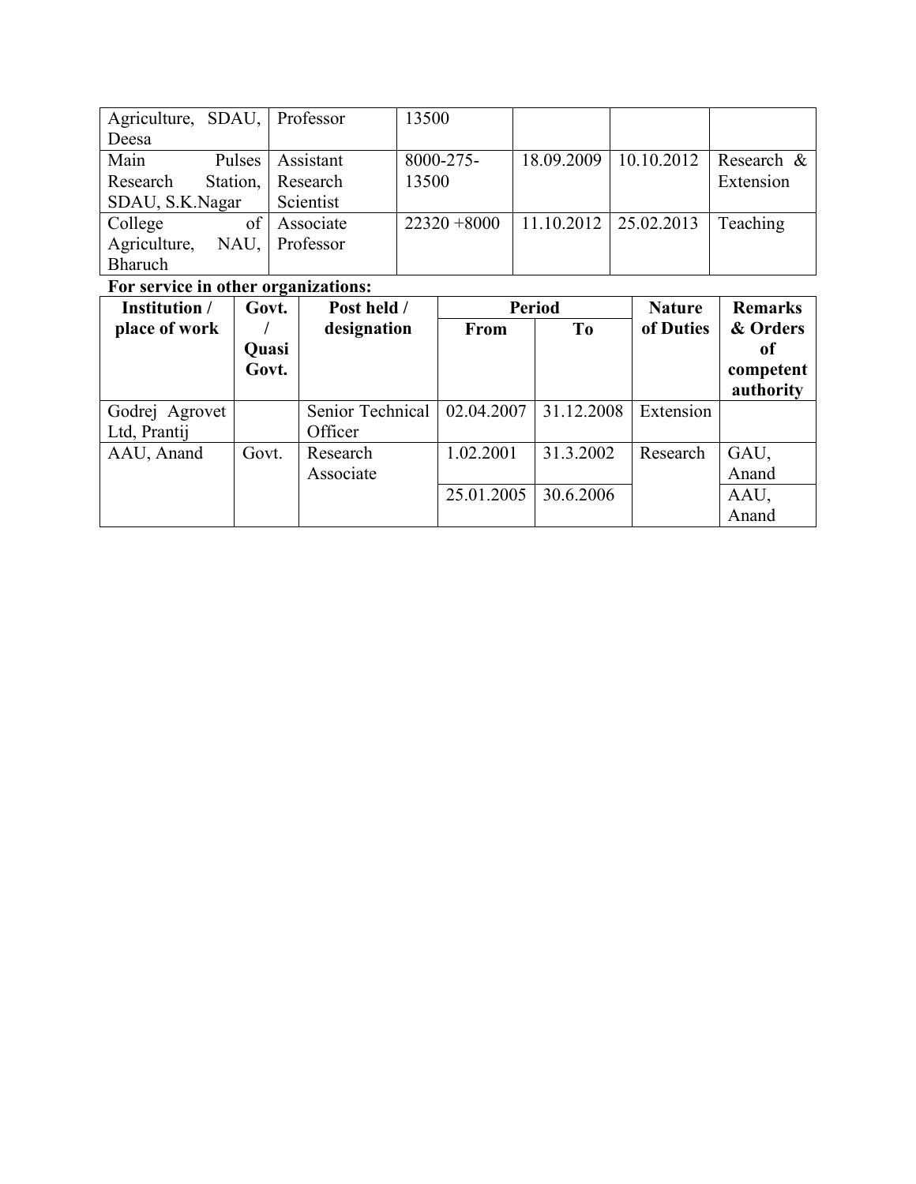| | | | | | |
|---|---|---|---|---|---|
| Agriculture, SDAU, Deesa | Professor | 13500 | | | |
| Main Pulses Research Station, SDAU, S.K.Nagar | Assistant Research Scientist | 8000-275-13500 | 18.09.2009 | 10.10.2012 | Research & Extension |
| College of Agriculture, NAU, Bharuch | Associate Professor | 22320 +8000 | 11.10.2012 | 25.02.2013 | Teaching |

**For service in other organizations:**

| Institution / place of work | Govt. / Quasi Govt. | Post held / designation | Period | | Nature of Duties | Remarks & Orders of competent authority |
|---|---|---|---|---|---|---|
| | | | From | To | | |
| Godrej Agrovet Ltd, Prantij | | Senior Technical Officer | 02.04.2007 | 31.12.2008 | Extension | |
| AAU, Anand | Govt. | Research Associate | 1.02.2001 | 31.3.2002 | Research | GAU, Anand |
| | | | 25.01.2005 | 30.6.2006 | | AAU, Anand |